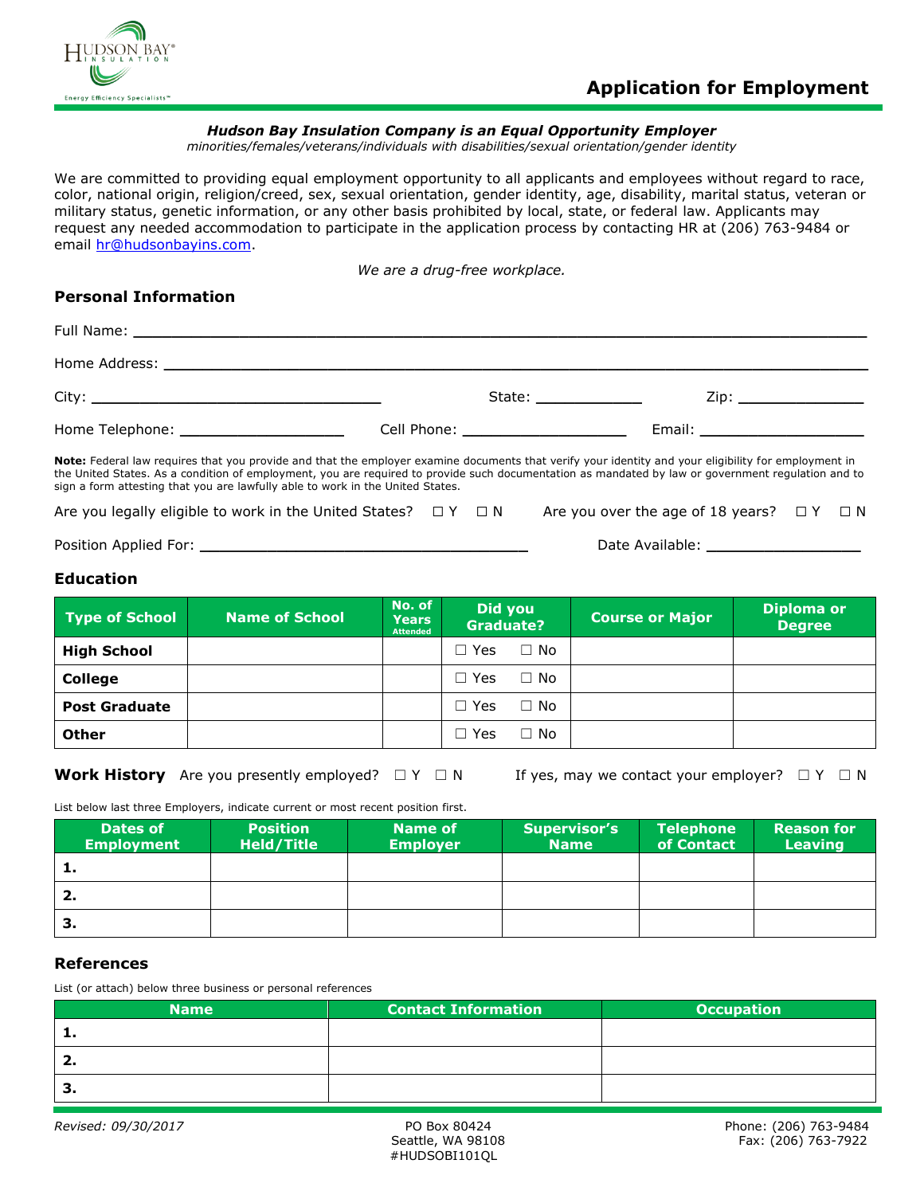HUDSON BAY® INSULATION

Energy Efficiency Specialists™

# Application for Employment

***Hudson Bay Insulation Company is an Equal Opportunity Employer***

*minorities/females/veterans/individuals with disabilities/sexual orientation/gender identity*

We are committed to providing equal employment opportunity to all applicants and employees without regard to race, color, national origin, religion/creed, sex, sexual orientation, gender identity, age, disability, marital status, veteran or military status, genetic information, or any other basis prohibited by local, state, or federal law. Applicants may request any needed accommodation to participate in the application process by contacting HR at (206) 763-9484 or email hr@hudsonbayins.com.

*We are a drug-free workplace.*

## Personal Information

Full Name: ______________________________________________

Home Address: ______________________________________________

City: ______________________ State: __________ Zip: ____________

Home Telephone: ______________ Cell Phone: ______________ Email: ______________

**Note:** Federal law requires that you provide and that the employer examine documents that verify your identity and your eligibility for employment in the United States. As a condition of employment, you are required to provide such documentation as mandated by law or government regulation and to sign a form attesting that you are lawfully able to work in the United States.

Are you legally eligible to work in the United States? ☐ Y ☐ N Are you over the age of 18 years? ☐ Y ☐ N

Position Applied For: ____________________________ Date Available: ______________

## Education

| Type of School | Name of School | No. of Years Attended | Did you Graduate? | Course or Major | Diploma or Degree |
|---|---|---|---|---|---|
| **High School** | | | ☐ Yes ☐ No | | |
| **College** | | | ☐ Yes ☐ No | | |
| **Post Graduate** | | | ☐ Yes ☐ No | | |
| **Other** | | | ☐ Yes ☐ No | | |

## Work History

Are you presently employed? ☐ Y ☐ N If yes, may we contact your employer? ☐ Y ☐ N

List below last three Employers, indicate current or most recent position first.

| Dates of Employment | Position Held/Title | Name of Employer | Supervisor's Name | Telephone of Contact | Reason for Leaving |
|---|---|---|---|---|---|
| **1.** | | | | | |
| **2.** | | | | | |
| **3.** | | | | | |

## References

List (or attach) below three business or personal references

| Name | Contact Information | Occupation |
|---|---|---|
| **1.** | | |
| **2.** | | |
| **3.** | | |

*Revised: 09/30/2017*

PO Box 80424
Seattle, WA 98108
#HUDSOBI101QL

Phone: (206) 763-9484
Fax: (206) 763-7922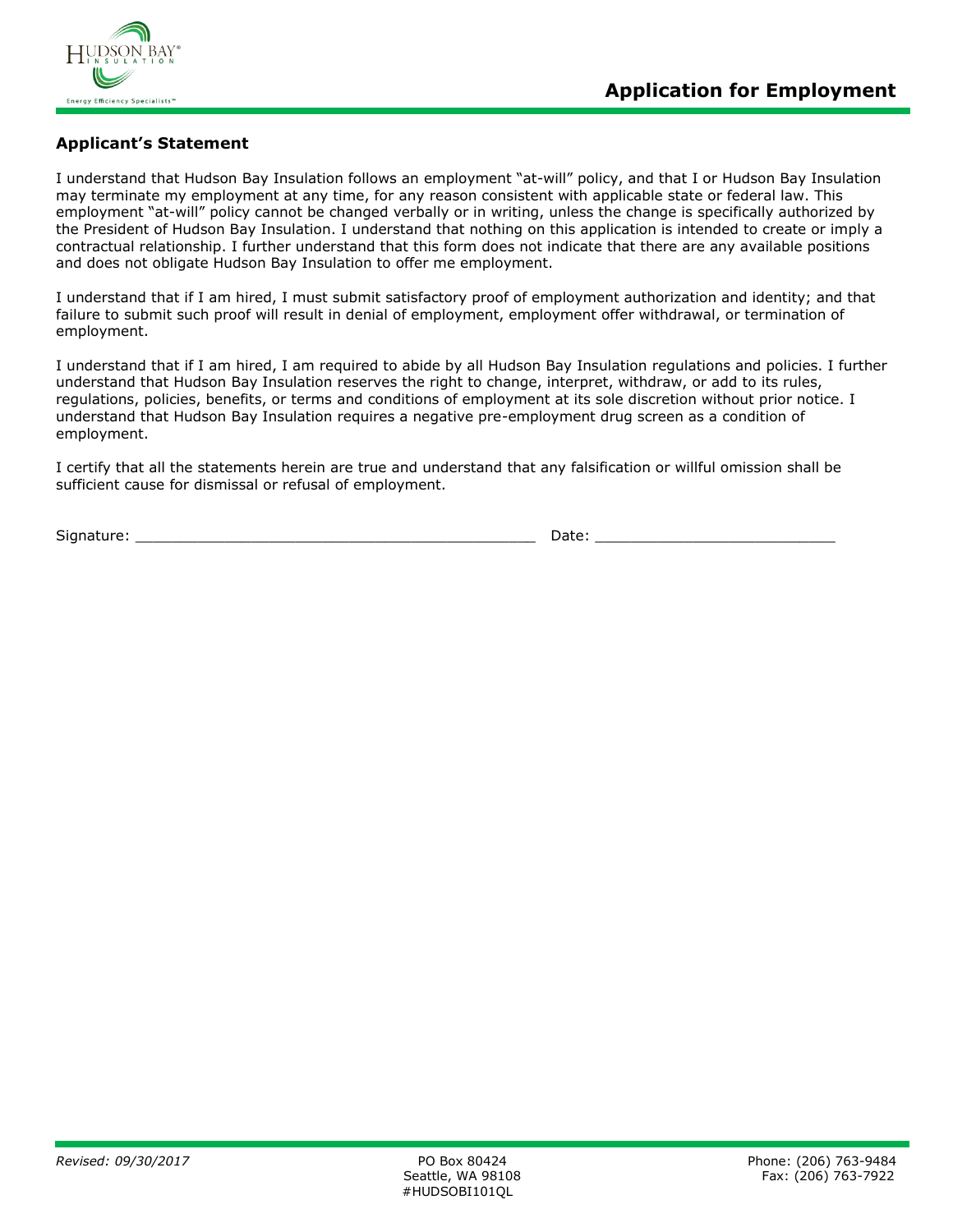## Application for Employment

### Applicant's Statement

I understand that Hudson Bay Insulation follows an employment "at-will" policy, and that I or Hudson Bay Insulation may terminate my employment at any time, for any reason consistent with applicable state or federal law. This employment "at-will" policy cannot be changed verbally or in writing, unless the change is specifically authorized by the President of Hudson Bay Insulation. I understand that nothing on this application is intended to create or imply a contractual relationship. I further understand that this form does not indicate that there are any available positions and does not obligate Hudson Bay Insulation to offer me employment.

I understand that if I am hired, I must submit satisfactory proof of employment authorization and identity; and that failure to submit such proof will result in denial of employment, employment offer withdrawal, or termination of employment.

I understand that if I am hired, I am required to abide by all Hudson Bay Insulation regulations and policies. I further understand that Hudson Bay Insulation reserves the right to change, interpret, withdraw, or add to its rules, regulations, policies, benefits, or terms and conditions of employment at its sole discretion without prior notice. I understand that Hudson Bay Insulation requires a negative pre-employment drug screen as a condition of employment.

I certify that all the statements herein are true and understand that any falsification or willful omission shall be sufficient cause for dismissal or refusal of employment.

Signature: ______________________________________________ Date: ___________________________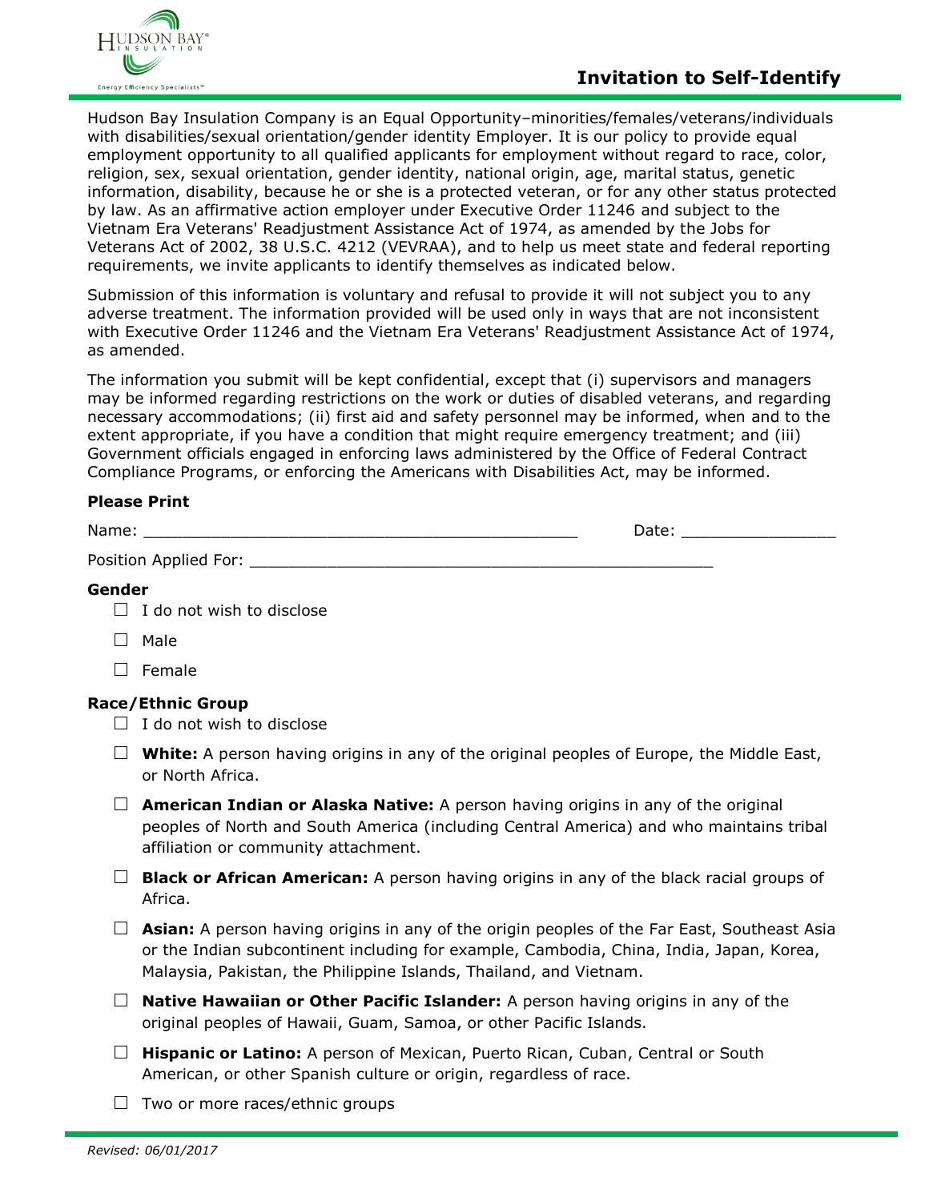# Invitation to Self-Identify

Hudson Bay Insulation Company is an Equal Opportunity–minorities/females/veterans/individuals with disabilities/sexual orientation/gender identity Employer. It is our policy to provide equal employment opportunity to all qualified applicants for employment without regard to race, color, religion, sex, sexual orientation, gender identity, national origin, age, marital status, genetic information, disability, because he or she is a protected veteran, or for any other status protected by law. As an affirmative action employer under Executive Order 11246 and subject to the Vietnam Era Veterans' Readjustment Assistance Act of 1974, as amended by the Jobs for Veterans Act of 2002, 38 U.S.C. 4212 (VEVRAA), and to help us meet state and federal reporting requirements, we invite applicants to identify themselves as indicated below.

Submission of this information is voluntary and refusal to provide it will not subject you to any adverse treatment. The information provided will be used only in ways that are not inconsistent with Executive Order 11246 and the Vietnam Era Veterans' Readjustment Assistance Act of 1974, as amended.

The information you submit will be kept confidential, except that (i) supervisors and managers may be informed regarding restrictions on the work or duties of disabled veterans, and regarding necessary accommodations; (ii) first aid and safety personnel may be informed, when and to the extent appropriate, if you have a condition that might require emergency treatment; and (iii) Government officials engaged in enforcing laws administered by the Office of Federal Contract Compliance Programs, or enforcing the Americans with Disabilities Act, may be informed.

**Please Print**

Name: _______________________________________________ Date: ________________

Position Applied For: __________________________________________________

**Gender**

- ☐ I do not wish to disclose
- ☐ Male
- ☐ Female

**Race/Ethnic Group**

- ☐ I do not wish to disclose
- ☐ **White:** A person having origins in any of the original peoples of Europe, the Middle East, or North Africa.
- ☐ **American Indian or Alaska Native:** A person having origins in any of the original peoples of North and South America (including Central America) and who maintains tribal affiliation or community attachment.
- ☐ **Black or African American:** A person having origins in any of the black racial groups of Africa.
- ☐ **Asian:** A person having origins in any of the origin peoples of the Far East, Southeast Asia or the Indian subcontinent including for example, Cambodia, China, India, Japan, Korea, Malaysia, Pakistan, the Philippine Islands, Thailand, and Vietnam.
- ☐ **Native Hawaiian or Other Pacific Islander:** A person having origins in any of the original peoples of Hawaii, Guam, Samoa, or other Pacific Islands.
- ☐ **Hispanic or Latino:** A person of Mexican, Puerto Rican, Cuban, Central or South American, or other Spanish culture or origin, regardless of race.
- ☐ Two or more races/ethnic groups

*Revised: 06/01/2017*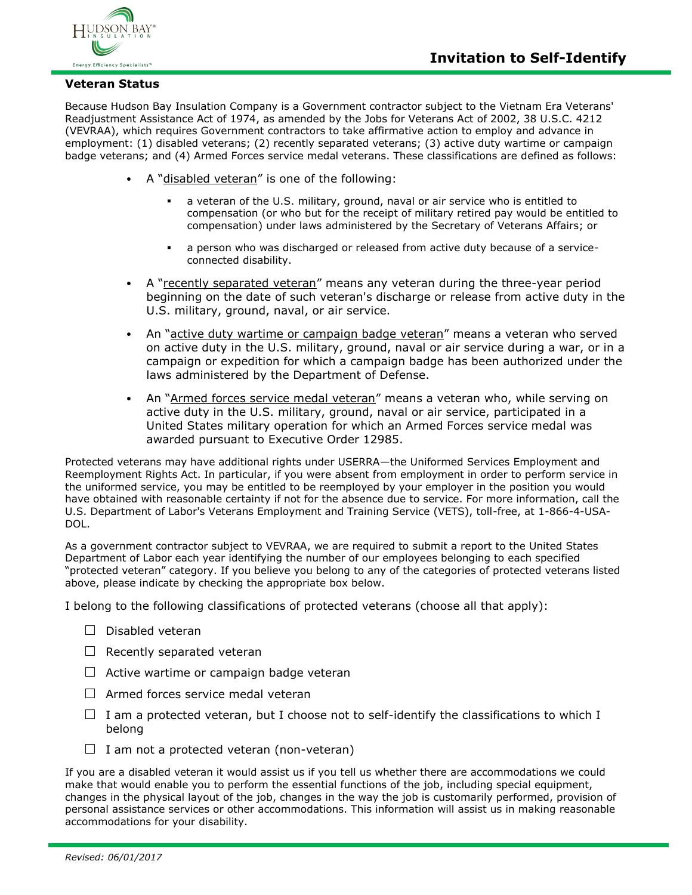# Invitation to Self-Identify

## Veteran Status

Because Hudson Bay Insulation Company is a Government contractor subject to the Vietnam Era Veterans' Readjustment Assistance Act of 1974, as amended by the Jobs for Veterans Act of 2002, 38 U.S.C. 4212 (VEVRAA), which requires Government contractors to take affirmative action to employ and advance in employment: (1) disabled veterans; (2) recently separated veterans; (3) active duty wartime or campaign badge veterans; and (4) Armed Forces service medal veterans. These classifications are defined as follows:

- A "disabled veteran" is one of the following:
  - a veteran of the U.S. military, ground, naval or air service who is entitled to compensation (or who but for the receipt of military retired pay would be entitled to compensation) under laws administered by the Secretary of Veterans Affairs; or
  - a person who was discharged or released from active duty because of a service-connected disability.
- A "recently separated veteran" means any veteran during the three-year period beginning on the date of such veteran's discharge or release from active duty in the U.S. military, ground, naval, or air service.
- An "active duty wartime or campaign badge veteran" means a veteran who served on active duty in the U.S. military, ground, naval or air service during a war, or in a campaign or expedition for which a campaign badge has been authorized under the laws administered by the Department of Defense.
- An "Armed forces service medal veteran" means a veteran who, while serving on active duty in the U.S. military, ground, naval or air service, participated in a United States military operation for which an Armed Forces service medal was awarded pursuant to Executive Order 12985.

Protected veterans may have additional rights under USERRA—the Uniformed Services Employment and Reemployment Rights Act. In particular, if you were absent from employment in order to perform service in the uniformed service, you may be entitled to be reemployed by your employer in the position you would have obtained with reasonable certainty if not for the absence due to service. For more information, call the U.S. Department of Labor's Veterans Employment and Training Service (VETS), toll-free, at 1-866-4-USA-DOL.

As a government contractor subject to VEVRAA, we are required to submit a report to the United States Department of Labor each year identifying the number of our employees belonging to each specified "protected veteran" category. If you believe you belong to any of the categories of protected veterans listed above, please indicate by checking the appropriate box below.

I belong to the following classifications of protected veterans (choose all that apply):

- ☐ Disabled veteran
- ☐ Recently separated veteran
- ☐ Active wartime or campaign badge veteran
- ☐ Armed forces service medal veteran
- ☐ I am a protected veteran, but I choose not to self-identify the classifications to which I belong
- ☐ I am not a protected veteran (non-veteran)

If you are a disabled veteran it would assist us if you tell us whether there are accommodations we could make that would enable you to perform the essential functions of the job, including special equipment, changes in the physical layout of the job, changes in the way the job is customarily performed, provision of personal assistance services or other accommodations. This information will assist us in making reasonable accommodations for your disability.

*Revised: 06/01/2017*